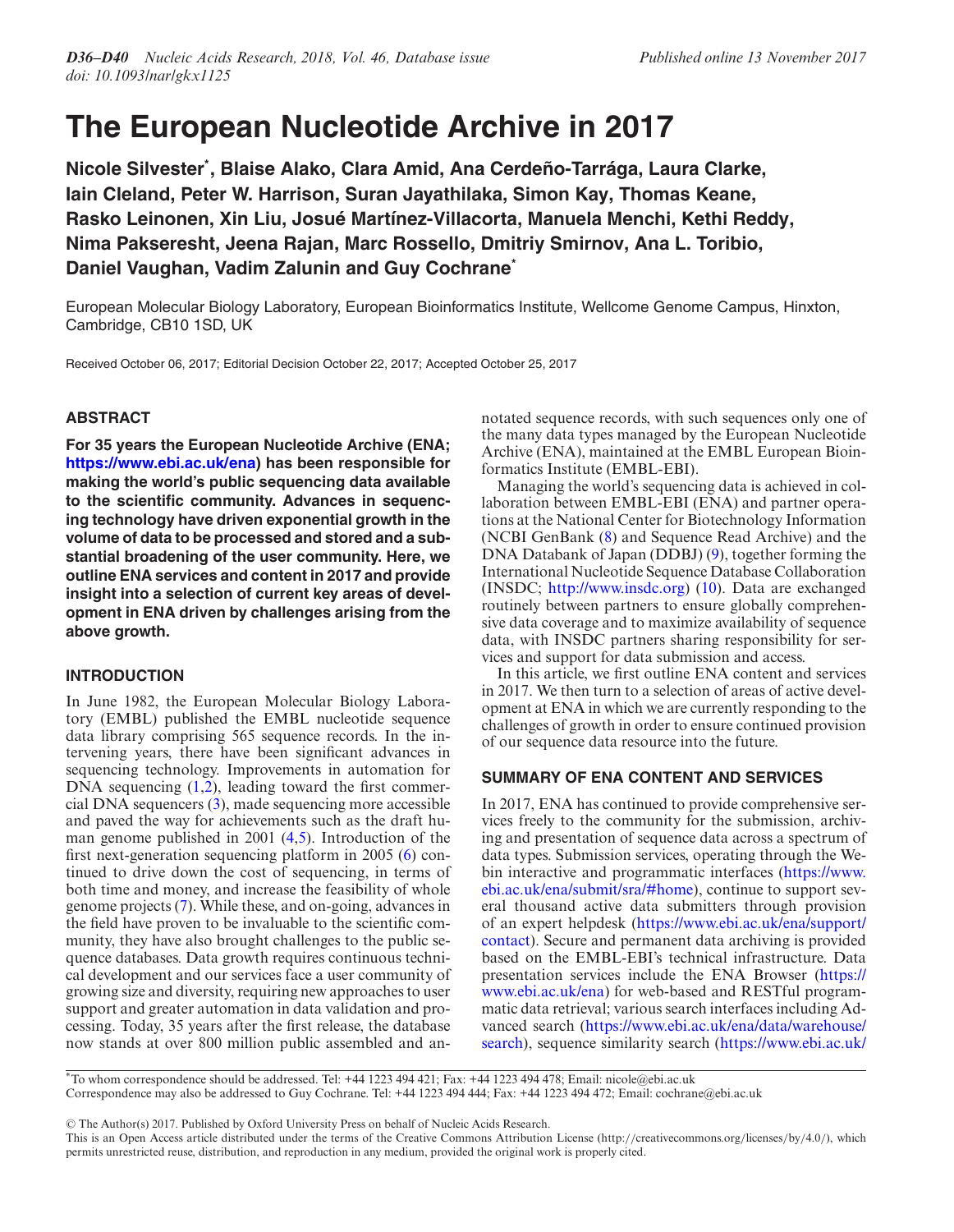# The European Nucleotide Archive in 2017

**Nicole Silvester*, Blaise Alako, Clara Amid, Ana Cerdeño-Tarrága, Laura Clarke, Iain Cleland, Peter W. Harrison, Suran Jayathilaka, Simon Kay, Thomas Keane, Rasko Leinonen, Xin Liu, Josué Martínez-Villacorta, Manuela Menchi, Kethi Reddy, Nima Pakseresht, Jeena Rajan, Marc Rossello, Dmitriy Smirnov, Ana L. Toribio, Daniel Vaughan, Vadim Zalunin and Guy Cochrane***

European Molecular Biology Laboratory, European Bioinformatics Institute, Wellcome Genome Campus, Hinxton, Cambridge, CB10 1SD, UK

Received October 06, 2017; Editorial Decision October 22, 2017; Accepted October 25, 2017

## ABSTRACT

**For 35 years the European Nucleotide Archive (ENA; https://www.ebi.ac.uk/ena) has been responsible for making the world's public sequencing data available to the scientific community. Advances in sequencing technology have driven exponential growth in the volume of data to be processed and stored and a substantial broadening of the user community. Here, we outline ENA services and content in 2017 and provide insight into a selection of current key areas of development in ENA driven by challenges arising from the above growth.**

## INTRODUCTION

In June 1982, the European Molecular Biology Laboratory (EMBL) published the EMBL nucleotide sequence data library comprising 565 sequence records. In the intervening years, there have been significant advances in sequencing technology. Improvements in automation for DNA sequencing (1,2), leading toward the first commercial DNA sequencers (3), made sequencing more accessible and paved the way for achievements such as the draft human genome published in 2001 (4,5). Introduction of the first next-generation sequencing platform in 2005 (6) continued to drive down the cost of sequencing, in terms of both time and money, and increase the feasibility of whole genome projects (7). While these, and on-going, advances in the field have proven to be invaluable to the scientific community, they have also brought challenges to the public sequence databases. Data growth requires continuous technical development and our services face a user community of growing size and diversity, requiring new approaches to user support and greater automation in data validation and processing. Today, 35 years after the first release, the database now stands at over 800 million public assembled and annotated sequence records, with such sequences only one of the many data types managed by the European Nucleotide Archive (ENA), maintained at the EMBL European Bioinformatics Institute (EMBL-EBI).

Managing the world's sequencing data is achieved in collaboration between EMBL-EBI (ENA) and partner operations at the National Center for Biotechnology Information (NCBI GenBank (8) and Sequence Read Archive) and the DNA Databank of Japan (DDBJ) (9), together forming the International Nucleotide Sequence Database Collaboration (INSDC; http://www.insdc.org) (10). Data are exchanged routinely between partners to ensure globally comprehensive data coverage and to maximize availability of sequence data, with INSDC partners sharing responsibility for services and support for data submission and access.

In this article, we first outline ENA content and services in 2017. We then turn to a selection of areas of active development at ENA in which we are currently responding to the challenges of growth in order to ensure continued provision of our sequence data resource into the future.

## SUMMARY OF ENA CONTENT AND SERVICES

In 2017, ENA has continued to provide comprehensive services freely to the community for the submission, archiving and presentation of sequence data across a spectrum of data types. Submission services, operating through the Webin interactive and programmatic interfaces (https://www.ebi.ac.uk/ena/submit/sra/#home), continue to support several thousand active data submitters through provision of an expert helpdesk (https://www.ebi.ac.uk/ena/support/contact). Secure and permanent data archiving is provided based on the EMBL-EBI's technical infrastructure. Data presentation services include the ENA Browser (https://www.ebi.ac.uk/ena) for web-based and RESTful programmatic data retrieval; various search interfaces including Advanced search (https://www.ebi.ac.uk/ena/data/warehouse/search), sequence similarity search (https://www.ebi.ac.uk/

*To whom correspondence should be addressed. Tel: +44 1223 494 421; Fax: +44 1223 494 478; Email: nicole@ebi.ac.uk
Correspondence may also be addressed to Guy Cochrane. Tel: +44 1223 494 444; Fax: +44 1223 494 472; Email: cochrane@ebi.ac.uk

© The Author(s) 2017. Published by Oxford University Press on behalf of Nucleic Acids Research.
This is an Open Access article distributed under the terms of the Creative Commons Attribution License (http://creativecommons.org/licenses/by/4.0/), which permits unrestricted reuse, distribution, and reproduction in any medium, provided the original work is properly cited.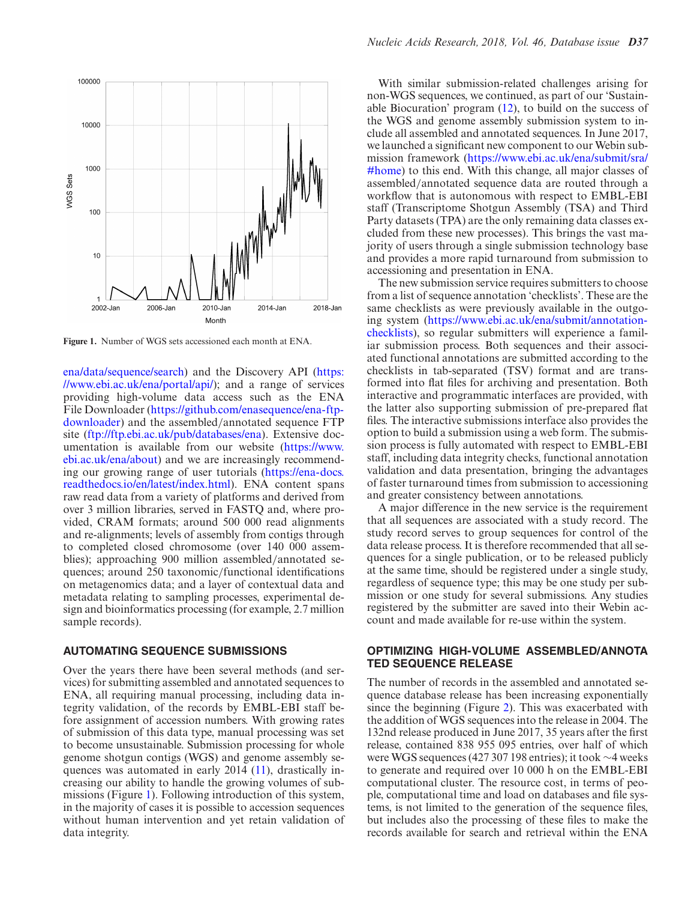Figure 1. Number of WGS sets accessioned each month at ENA.

ena/data/sequence/search) and the Discovery API (https://www.ebi.ac.uk/ena/portal/api/); and a range of services providing high-volume data access such as the ENA File Downloader (https://github.com/enasequence/ena-ftp-downloader) and the assembled/annotated sequence FTP site (ftp://ftp.ebi.ac.uk/pub/databases/ena). Extensive documentation is available from our website (https://www.ebi.ac.uk/ena/about) and we are increasingly recommending our growing range of user tutorials (https://ena-docs.readthedocs.io/en/latest/index.html). ENA content spans raw read data from a variety of platforms and derived from over 3 million libraries, served in FASTQ and, where provided, CRAM formats; around 500 000 read alignments and re-alignments; levels of assembly from contigs through to completed closed chromosome (over 140 000 assemblies); approaching 900 million assembled/annotated sequences; around 250 taxonomic/functional identifications on metagenomics data; and a layer of contextual data and metadata relating to sampling processes, experimental design and bioinformatics processing (for example, 2.7 million sample records).

## AUTOMATING SEQUENCE SUBMISSIONS

Over the years there have been several methods (and services) for submitting assembled and annotated sequences to ENA, all requiring manual processing, including data integrity validation, of the records by EMBL-EBI staff before assignment of accession numbers. With growing rates of submission of this data type, manual processing was set to become unsustainable. Submission processing for whole genome shotgun contigs (WGS) and genome assembly sequences was automated in early 2014 (11), drastically increasing our ability to handle the growing volumes of submissions (Figure 1). Following introduction of this system, in the majority of cases it is possible to accession sequences without human intervention and yet retain validation of data integrity.

With similar submission-related challenges arising for non-WGS sequences, we continued, as part of our 'Sustainable Biocuration' program (12), to build on the success of the WGS and genome assembly submission system to include all assembled and annotated sequences. In June 2017, we launched a significant new component to our Webin submission framework (https://www.ebi.ac.uk/ena/submit/sra/#home) to this end. With this change, all major classes of assembled/annotated sequence data are routed through a workflow that is autonomous with respect to EMBL-EBI staff (Transcriptome Shotgun Assembly (TSA) and Third Party datasets (TPA) are the only remaining data classes excluded from these new processes). This brings the vast majority of users through a single submission technology base and provides a more rapid turnaround from submission to accessioning and presentation in ENA.

The new submission service requires submitters to choose from a list of sequence annotation 'checklists'. These are the same checklists as were previously available in the outgoing system (https://www.ebi.ac.uk/ena/submit/annotation-checklists), so regular submitters will experience a familiar submission process. Both sequences and their associated functional annotations are submitted according to the checklists in tab-separated (TSV) format and are transformed into flat files for archiving and presentation. Both interactive and programmatic interfaces are provided, with the latter also supporting submission of pre-prepared flat files. The interactive submissions interface also provides the option to build a submission using a web form. The submission process is fully automated with respect to EMBL-EBI staff, including data integrity checks, functional annotation validation and data presentation, bringing the advantages of faster turnaround times from submission to accessioning and greater consistency between annotations.

A major difference in the new service is the requirement that all sequences are associated with a study record. The study record serves to group sequences for control of the data release process. It is therefore recommended that all sequences for a single publication, or to be released publicly at the same time, should be registered under a single study, regardless of sequence type; this may be one study per submission or one study for several submissions. Any studies registered by the submitter are saved into their Webin account and made available for re-use within the system.

## OPTIMIZING HIGH-VOLUME ASSEMBLED/ANNOTATED SEQUENCE RELEASE

The number of records in the assembled and annotated sequence database release has been increasing exponentially since the beginning (Figure 2). This was exacerbated with the addition of WGS sequences into the release in 2004. The 132nd release produced in June 2017, 35 years after the first release, contained 838 955 095 entries, over half of which were WGS sequences (427 307 198 entries); it took ∼4 weeks to generate and required over 10 000 h on the EMBL-EBI computational cluster. The resource cost, in terms of people, computational time and load on databases and file systems, is not limited to the generation of the sequence files, but includes also the processing of these files to make the records available for search and retrieval within the ENA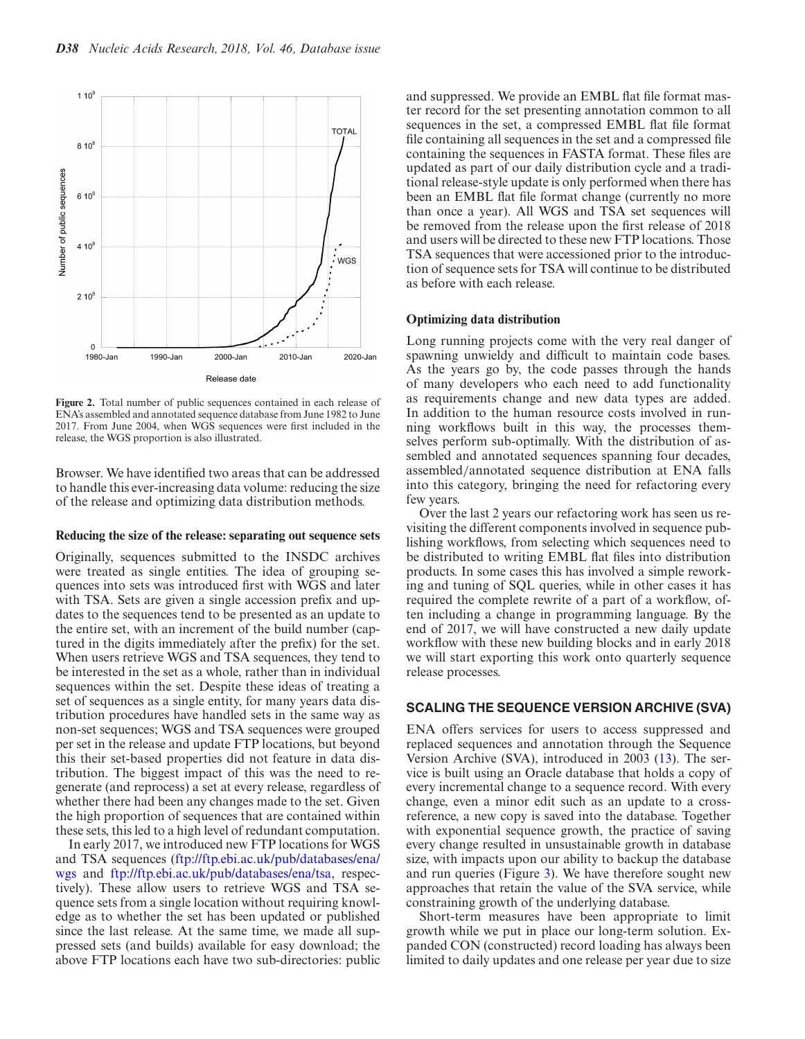Figure 2. Total number of public sequences contained in each release of ENA's assembled and annotated sequence database from June 1982 to June 2017. From June 2004, when WGS sequences were first included in the release, the WGS proportion is also illustrated.

Browser. We have identified two areas that can be addressed to handle this ever-increasing data volume: reducing the size of the release and optimizing data distribution methods.

#### Reducing the size of the release: separating out sequence sets

Originally, sequences submitted to the INSDC archives were treated as single entities. The idea of grouping sequences into sets was introduced first with WGS and later with TSA. Sets are given a single accession prefix and updates to the sequences tend to be presented as an update to the entire set, with an increment of the build number (captured in the digits immediately after the prefix) for the set. When users retrieve WGS and TSA sequences, they tend to be interested in the set as a whole, rather than in individual sequences within the set. Despite these ideas of treating a set of sequences as a single entity, for many years data distribution procedures have handled sets in the same way as non-set sequences; WGS and TSA sequences were grouped per set in the release and update FTP locations, but beyond this their set-based properties did not feature in data distribution. The biggest impact of this was the need to regenerate (and reprocess) a set at every release, regardless of whether there had been any changes made to the set. Given the high proportion of sequences that are contained within these sets, this led to a high level of redundant computation.

In early 2017, we introduced new FTP locations for WGS and TSA sequences (ftp://ftp.ebi.ac.uk/pub/databases/ena/wgs and ftp://ftp.ebi.ac.uk/pub/databases/ena/tsa, respectively). These allow users to retrieve WGS and TSA sequence sets from a single location without requiring knowledge as to whether the set has been updated or published since the last release. At the same time, we made all suppressed sets (and builds) available for easy download; the above FTP locations each have two sub-directories: public and suppressed. We provide an EMBL flat file format master record for the set presenting annotation common to all sequences in the set, a compressed EMBL flat file format file containing all sequences in the set and a compressed file containing the sequences in FASTA format. These files are updated as part of our daily distribution cycle and a traditional release-style update is only performed when there has been an EMBL flat file format change (currently no more than once a year). All WGS and TSA set sequences will be removed from the release upon the first release of 2018 and users will be directed to these new FTP locations. Those TSA sequences that were accessioned prior to the introduction of sequence sets for TSA will continue to be distributed as before with each release.

#### Optimizing data distribution

Long running projects come with the very real danger of spawning unwieldy and difficult to maintain code bases. As the years go by, the code passes through the hands of many developers who each need to add functionality as requirements change and new data types are added. In addition to the human resource costs involved in running workflows built in this way, the processes themselves perform sub-optimally. With the distribution of assembled and annotated sequences spanning four decades, assembled/annotated sequence distribution at ENA falls into this category, bringing the need for refactoring every few years.

Over the last 2 years our refactoring work has seen us revisiting the different components involved in sequence publishing workflows, from selecting which sequences need to be distributed to writing EMBL flat files into distribution products. In some cases this has involved a simple reworking and tuning of SQL queries, while in other cases it has required the complete rewrite of a part of a workflow, often including a change in programming language. By the end of 2017, we will have constructed a new daily update workflow with these new building blocks and in early 2018 we will start exporting this work onto quarterly sequence release processes.

## SCALING THE SEQUENCE VERSION ARCHIVE (SVA)

ENA offers services for users to access suppressed and replaced sequences and annotation through the Sequence Version Archive (SVA), introduced in 2003 (13). The service is built using an Oracle database that holds a copy of every incremental change to a sequence record. With every change, even a minor edit such as an update to a cross-reference, a new copy is saved into the database. Together with exponential sequence growth, the practice of saving every change resulted in unsustainable growth in database size, with impacts upon our ability to backup the database and run queries (Figure 3). We have therefore sought new approaches that retain the value of the SVA service, while constraining growth of the underlying database.

Short-term measures have been appropriate to limit growth while we put in place our long-term solution. Expanded CON (constructed) record loading has always been limited to daily updates and one release per year due to size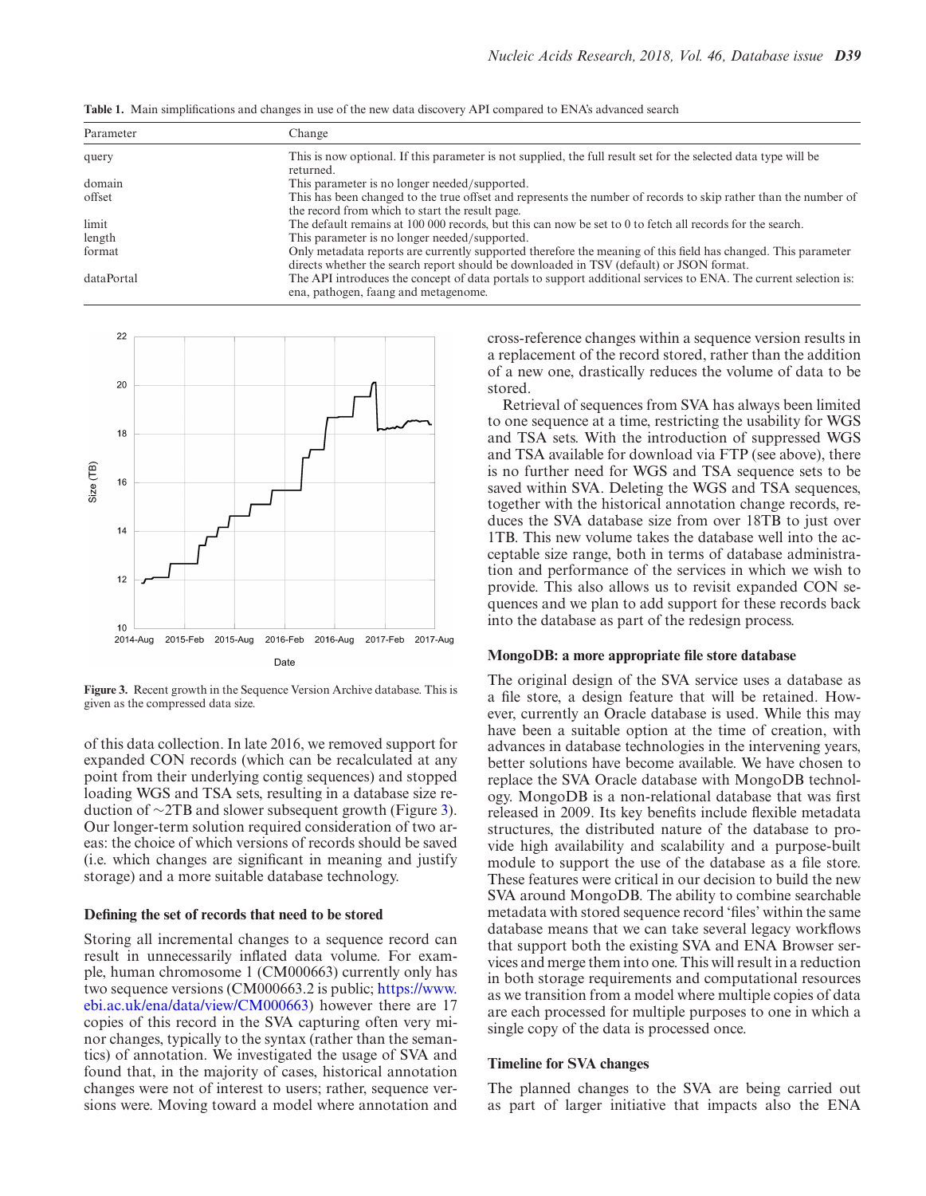**Table 1.** Main simplifications and changes in use of the new data discovery API compared to ENA's advanced search

| Parameter | Change |
|---|---|
| query | This is now optional. If this parameter is not supplied, the full result set for the selected data type will be returned. |
| domain | This parameter is no longer needed/supported. |
| offset | This has been changed to the true offset and represents the number of records to skip rather than the number of the record from which to start the result page. |
| limit | The default remains at 100 000 records, but this can now be set to 0 to fetch all records for the search. |
| length | This parameter is no longer needed/supported. |
| format | Only metadata reports are currently supported therefore the meaning of this field has changed. This parameter directs whether the search report should be downloaded in TSV (default) or JSON format. |
| dataPortal | The API introduces the concept of data portals to support additional services to ENA. The current selection is: ena, pathogen, faang and metagenome. |

**Figure 3.** Recent growth in the Sequence Version Archive database. This is given as the compressed data size.

of this data collection. In late 2016, we removed support for expanded CON records (which can be recalculated at any point from their underlying contig sequences) and stopped loading WGS and TSA sets, resulting in a database size reduction of ∼2TB and slower subsequent growth (Figure 3). Our longer-term solution required consideration of two areas: the choice of which versions of records should be saved (i.e. which changes are significant in meaning and justify storage) and a more suitable database technology.

### Defining the set of records that need to be stored

Storing all incremental changes to a sequence record can result in unnecessarily inflated data volume. For example, human chromosome 1 (CM000663) currently only has two sequence versions (CM000663.2 is public; https://www.ebi.ac.uk/ena/data/view/CM000663) however there are 17 copies of this record in the SVA capturing often very minor changes, typically to the syntax (rather than the semantics) of annotation. We investigated the usage of SVA and found that, in the majority of cases, historical annotation changes were not of interest to users; rather, sequence versions were. Moving toward a model where annotation and cross-reference changes within a sequence version results in a replacement of the record stored, rather than the addition of a new one, drastically reduces the volume of data to be stored.

Retrieval of sequences from SVA has always been limited to one sequence at a time, restricting the usability for WGS and TSA sets. With the introduction of suppressed WGS and TSA available for download via FTP (see above), there is no further need for WGS and TSA sequence sets to be saved within SVA. Deleting the WGS and TSA sequences, together with the historical annotation change records, reduces the SVA database size from over 18TB to just over 1TB. This new volume takes the database well into the acceptable size range, both in terms of database administration and performance of the services in which we wish to provide. This also allows us to revisit expanded CON sequences and we plan to add support for these records back into the database as part of the redesign process.

### MongoDB: a more appropriate file store database

The original design of the SVA service uses a database as a file store, a design feature that will be retained. However, currently an Oracle database is used. While this may have been a suitable option at the time of creation, with advances in database technologies in the intervening years, better solutions have become available. We have chosen to replace the SVA Oracle database with MongoDB technology. MongoDB is a non-relational database that was first released in 2009. Its key benefits include flexible metadata structures, the distributed nature of the database to provide high availability and scalability and a purpose-built module to support the use of the database as a file store. These features were critical in our decision to build the new SVA around MongoDB. The ability to combine searchable metadata with stored sequence record 'files' within the same database means that we can take several legacy workflows that support both the existing SVA and ENA Browser services and merge them into one. This will result in a reduction in both storage requirements and computational resources as we transition from a model where multiple copies of data are each processed for multiple purposes to one in which a single copy of the data is processed once.

### Timeline for SVA changes

The planned changes to the SVA are being carried out as part of larger initiative that impacts also the ENA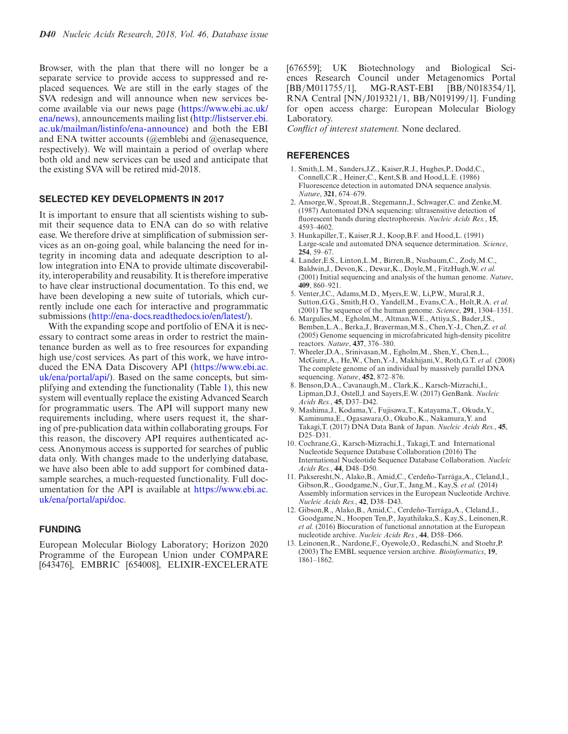Browser, with the plan that there will no longer be a separate service to provide access to suppressed and replaced sequences. We are still in the early stages of the SVA redesign and will announce when new services become available via our news page (https://www.ebi.ac.uk/ena/news), announcements mailing list (http://listserver.ebi.ac.uk/mailman/listinfo/ena-announce) and both the EBI and ENA twitter accounts (@emblebi and @enasequence, respectively). We will maintain a period of overlap where both old and new services can be used and anticipate that the existing SVA will be retired mid-2018.

## SELECTED KEY DEVELOPMENTS IN 2017

It is important to ensure that all scientists wishing to submit their sequence data to ENA can do so with relative ease. We therefore drive at simplification of submission services as an on-going goal, while balancing the need for integrity in incoming data and adequate description to allow integration into ENA to provide ultimate discoverability, interoperability and reusability. It is therefore imperative to have clear instructional documentation. To this end, we have been developing a new suite of tutorials, which currently include one each for interactive and programmatic submissions (http://ena-docs.readthedocs.io/en/latest/).

With the expanding scope and portfolio of ENA it is necessary to contract some areas in order to restrict the maintenance burden as well as to free resources for expanding high use/cost services. As part of this work, we have introduced the ENA Data Discovery API (https://www.ebi.ac.uk/ena/portal/api/). Based on the same concepts, but simplifying and extending the functionality (Table 1), this new system will eventually replace the existing Advanced Search for programmatic users. The API will support many new requirements including, where users request it, the sharing of pre-publication data within collaborating groups. For this reason, the discovery API requires authenticated access. Anonymous access is supported for searches of public data only. With changes made to the underlying database, we have also been able to add support for combined data-sample searches, a much-requested functionality. Full documentation for the API is available at https://www.ebi.ac.uk/ena/portal/api/doc.

## FUNDING

European Molecular Biology Laboratory; Horizon 2020 Programme of the European Union under COMPARE [643476], EMBRIC [654008], ELIXIR-EXCELERATE [676559]; UK Biotechnology and Biological Sciences Research Council under Metagenomics Portal [BB/M011755/1], MG-RAST-EBI [BB/N018354/1], RNA Central [NN/J019321/1, BB/N019199/1]. Funding for open access charge: European Molecular Biology Laboratory.

*Conflict of interest statement.* None declared.

## REFERENCES

1. Smith,L.M., Sanders,J.Z., Kaiser,R.J., Hughes,P., Dodd,C., Connell,C.R., Heiner,C., Kent,S.B. and Hood,L.E. (1986) Fluorescence detection in automated DNA sequence analysis. *Nature*, **321**, 674–679.
2. Ansorge,W., Sproat,B., Stegemann,J., Schwager,C. and Zenke,M. (1987) Automated DNA sequencing: ultrasensitive detection of fluorescent bands during electrophoresis. *Nucleic Acids Res.*, **15**, 4593–4602.
3. Hunkapiller,T., Kaiser,R.J., Koop,B.F. and Hood,L. (1991) Large-scale and automated DNA sequence determination. *Science*, **254**, 59–67.
4. Lander,E.S., Linton,L.M., Birren,B., Nusbaum,C., Zody,M.C., Baldwin,J., Devon,K., Dewar,K., Doyle,M., FitzHugh,W. *et al.* (2001) Initial sequencing and analysis of the human genome. *Nature*, **409**, 860–921.
5. Venter,J.C., Adams,M.D., Myers,E.W., Li,P.W., Mural,R.J., Sutton,G.G., Smith,H.O., Yandell,M., Evans,C.A., Holt,R.A. *et al.* (2001) The sequence of the human genome. *Science*, **291**, 1304–1351.
6. Margulies,M., Egholm,M., Altman,W.E., Attiya,S., Bader,J.S., Bemben,L.A., Berka,J., Braverman,M.S., Chen,Y.-J., Chen,Z. *et al.* (2005) Genome sequencing in microfabricated high-density picolitre reactors. *Nature*, **437**, 376–380.
7. Wheeler,D.A., Srinivasan,M., Egholm,M., Shen,Y., Chen,L., McGuire,A., He,W., Chen,Y.-J., Makhijani,V., Roth,G.T. *et al.* (2008) The complete genome of an individual by massively parallel DNA sequencing. *Nature*, **452**, 872–876.
8. Benson,D.A., Cavanaugh,M., Clark,K., Karsch-Mizrachi,I., Lipman,D.J., Ostell,J. and Sayers,E.W. (2017) GenBank. *Nucleic Acids Res.*, **45**, D37–D42.
9. Mashima,J., Kodama,Y., Fujisawa,T., Katayama,T., Okuda,Y., Kaminuma,E., Ogasawara,O., Okubo,K., Nakamura,Y. and Takagi,T. (2017) DNA Data Bank of Japan. *Nucleic Acids Res.*, **45**, D25–D31.
10. Cochrane,G., Karsch-Mizrachi,I., Takagi,T. and International Nucleotide Sequence Database Collaboration (2016) The International Nucleotide Sequence Database Collaboration. *Nucleic Acids Res.*, **44**, D48–D50.
11. Pakseresht,N., Alako,B., Amid,C., Cerdeño-Tarrága,A., Cleland,I., Gibson,R., Goodgame,N., Gur,T., Jang,M., Kay,S. *et al.* (2014) Assembly information services in the European Nucleotide Archive. *Nucleic Acids Res.*, **42**, D38–D43.
12. Gibson,R., Alako,B., Amid,C., Cerdeño-Tarrága,A., Cleland,I., Goodgame,N., Hoopen Ten,P., Jayathilaka,S., Kay,S., Leinonen,R. *et al.* (2016) Biocuration of functional annotation at the European nucleotide archive. *Nucleic Acids Res.*, **44**, D58–D66.
13. Leinonen,R., Nardone,F., Oyewole,O., Redaschi,N. and Stoehr,P. (2003) The EMBL sequence version archive. *Bioinformatics*, **19**, 1861–1862.